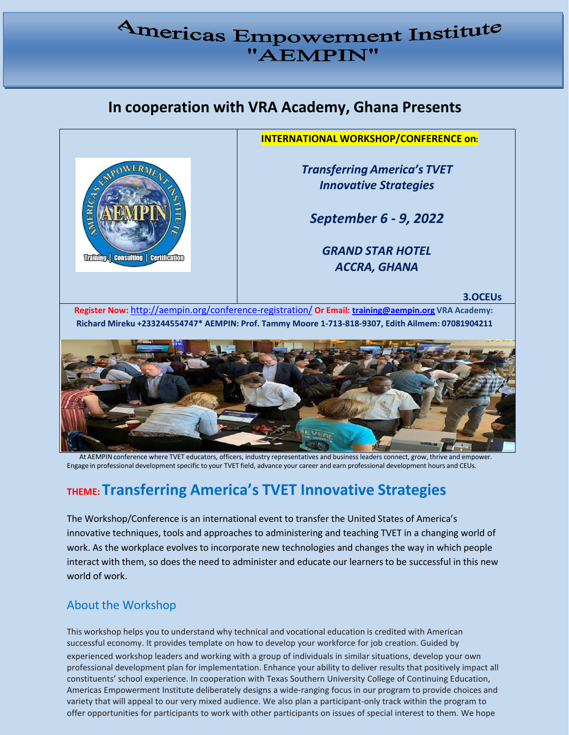# Americas Empowerment Institute "AEMPIN"

## In cooperation with VRA Academy, Ghana Presents

**INTERNATIONAL WORKSHOP/CONFERENCE on:**

***Transferring America's TVET Innovative Strategies***

***September 6 - 9, 2022***

***GRAND STAR HOTEL ACCRA, GHANA***

**3.OCEUs**

**Register Now:** http://aempin.org/conference-registration/ **Or Email:** **training@aempin.org** **VRA Academy: Richard Mireku +233244554747* AEMPIN: Prof. Tammy Moore 1-713-818-9307, Edith Ailmem: 07081904211**

At AEMPIN conference where TVET educators, officers, industry representatives and business leaders connect, grow, thrive and empower. Engage in professional development specific to your TVET field, advance your career and earn professional development hours and CEUs.

## THEME: Transferring America's TVET Innovative Strategies

The Workshop/Conference is an international event to transfer the United States of America's innovative techniques, tools and approaches to administering and teaching TVET in a changing world of work. As the workplace evolves to incorporate new technologies and changes the way in which people interact with them, so does the need to administer and educate our learners to be successful in this new world of work.

### About the Workshop

This workshop helps you to understand why technical and vocational education is credited with American successful economy. It provides template on how to develop your workforce for job creation. Guided by experienced workshop leaders and working with a group of individuals in similar situations, develop your own professional development plan for implementation. Enhance your ability to deliver results that positively impact all constituents' school experience. In cooperation with Texas Southern University College of Continuing Education, Americas Empowerment Institute deliberately designs a wide-ranging focus in our program to provide choices and variety that will appeal to our very mixed audience. We also plan a participant-only track within the program to offer opportunities for participants to work with other participants on issues of special interest to them. We hope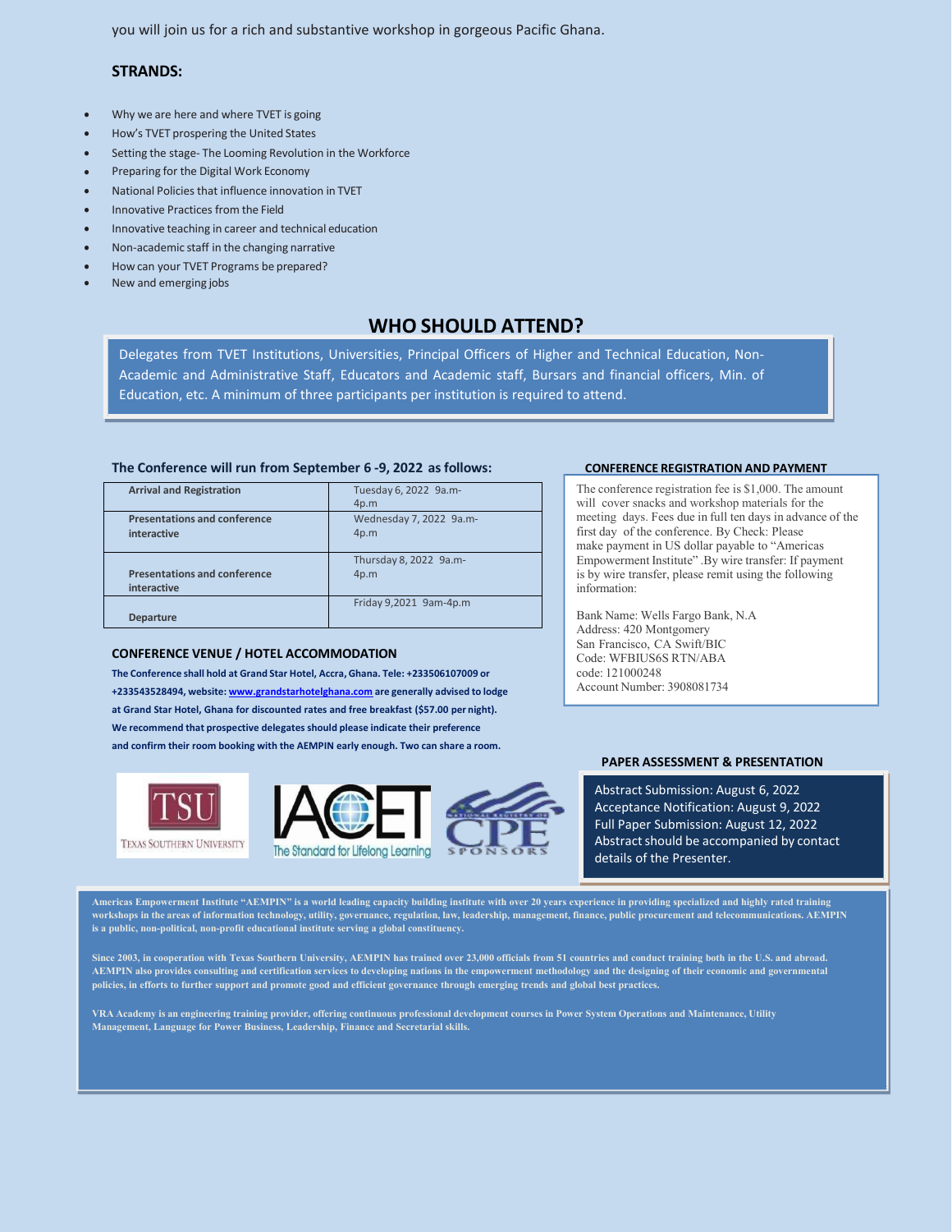you will join us for a rich and substantive workshop in gorgeous Pacific Ghana.

### STRANDS:

- Why we are here and where TVET is going
- How's TVET prospering the United States
- Setting the stage- The Looming Revolution in the Workforce
- Preparing for the Digital Work Economy
- National Policies that influence innovation in TVET
- Innovative Practices from the Field
- Innovative teaching in career and technical education
- Non-academic staff in the changing narrative
- How can your TVET Programs be prepared?
- New and emerging jobs

## WHO SHOULD ATTEND?

Delegates from TVET Institutions, Universities, Principal Officers of Higher and Technical Education, Non-Academic and Administrative Staff, Educators and Academic staff, Bursars and financial officers, Min. of Education, etc. A minimum of three participants per institution is required to attend.

### The Conference will run from September 6 -9, 2022 as follows:

| | |
|---|---|
| **Arrival and Registration** | Tuesday 6, 2022 9a.m-4p.m |
| **Presentations and conference interactive** | Wednesday 7, 2022 9a.m-4p.m |
| **Presentations and conference interactive** | Thursday 8, 2022 9a.m-4p.m |
| **Departure** | Friday 9,2021 9am-4p.m |

### CONFERENCE VENUE / HOTEL ACCOMMODATION

**The Conference shall hold at Grand Star Hotel, Accra, Ghana. Tele: +233506107009 or +233543528494, website: www.grandstarhotelghana.com are generally advised to lodge at Grand Star Hotel, Ghana for discounted rates and free breakfast ($57.00 per night). We recommend that prospective delegates should please indicate their preference and confirm their room booking with the AEMPIN early enough. Two can share a room.**

### CONFERENCE REGISTRATION AND PAYMENT

The conference registration fee is $1,000. The amount will cover snacks and workshop materials for the meeting days. Fees due in full ten days in advance of the first day of the conference. By Check: Please make payment in US dollar payable to "Americas Empowerment Institute" .By wire transfer: If payment is by wire transfer, please remit using the following information:

Bank Name: Wells Fargo Bank, N.A
Address: 420 Montgomery
San Francisco, CA Swift/BIC
Code: WFBIUS6S RTN/ABA
code: 121000248
Account Number: 3908081734

### PAPER ASSESSMENT & PRESENTATION

Abstract Submission: August 6, 2022
Acceptance Notification: August 9, 2022
Full Paper Submission: August 12, 2022
Abstract should be accompanied by contact details of the Presenter.

TSU TEXAS SOUTHERN UNIVERSITY

IACET The Standard for Lifelong Learning

NATIONAL REGISTRY OF CPE SPONSORS

**Americas Empowerment Institute "AEMPIN" is a world leading capacity building institute with over 20 years experience in providing specialized and highly rated training workshops in the areas of information technology, utility, governance, regulation, law, leadership, management, finance, public procurement and telecommunications. AEMPIN is a public, non-political, non-profit educational institute serving a global constituency.**

**Since 2003, in cooperation with Texas Southern University, AEMPIN has trained over 23,000 officials from 51 countries and conduct training both in the U.S. and abroad. AEMPIN also provides consulting and certification services to developing nations in the empowerment methodology and the designing of their economic and governmental policies, in efforts to further support and promote good and efficient governance through emerging trends and global best practices.**

**VRA Academy is an engineering training provider, offering continuous professional development courses in Power System Operations and Maintenance, Utility Management, Language for Power Business, Leadership, Finance and Secretarial skills.**